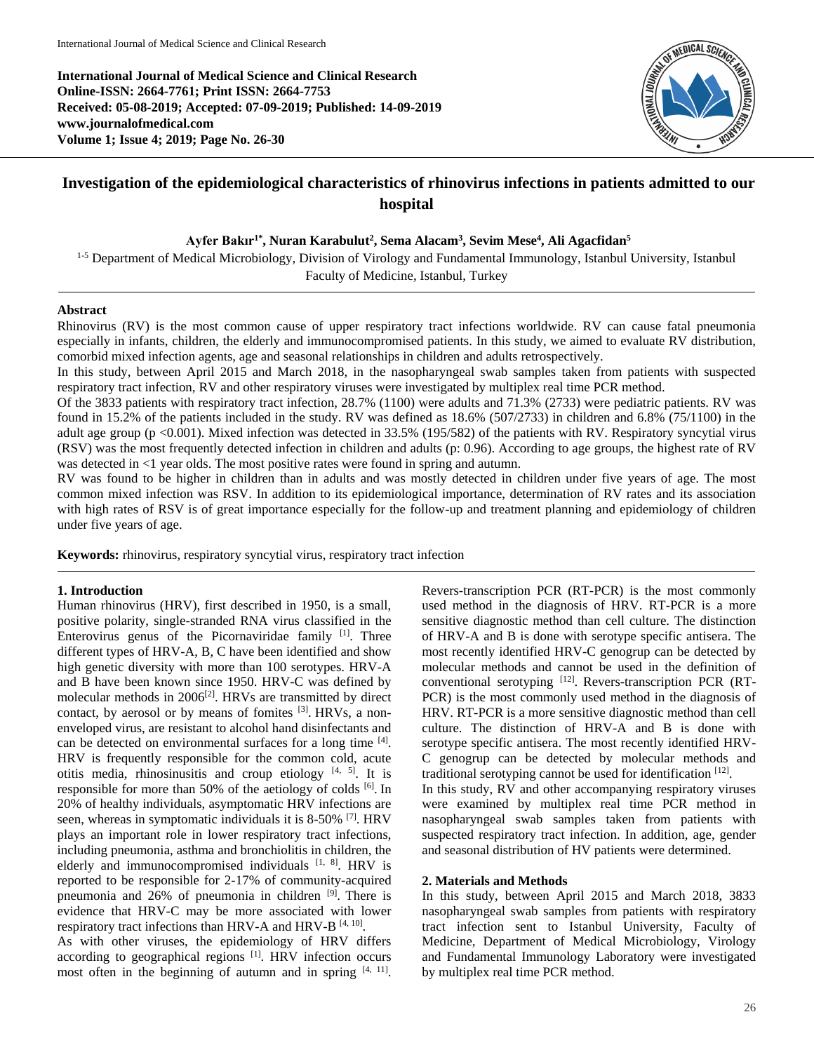**International Journal of Medical Science and Clinical Research**
**Online-ISSN: 2664-7761; Print ISSN: 2664-7753**
**Received: 05-08-2019; Accepted: 07-09-2019; Published: 14-09-2019**
**www.journalofmedical.com**
**Volume 1; Issue 4; 2019; Page No. 26-30**

# Investigation of the epidemiological characteristics of rhinovirus infections in patients admitted to our hospital

**Ayfer Bakır[1*], Nuran Karabulut[2], Sema Alacam[3], Sevim Mese[4], Ali Agacfidan[5]**

[1-5] Department of Medical Microbiology, Division of Virology and Fundamental Immunology, Istanbul University, Istanbul Faculty of Medicine, Istanbul, Turkey

## Abstract

Rhinovirus (RV) is the most common cause of upper respiratory tract infections worldwide. RV can cause fatal pneumonia especially in infants, children, the elderly and immunocompromised patients. In this study, we aimed to evaluate RV distribution, comorbid mixed infection agents, age and seasonal relationships in children and adults retrospectively.

In this study, between April 2015 and March 2018, in the nasopharyngeal swab samples taken from patients with suspected respiratory tract infection, RV and other respiratory viruses were investigated by multiplex real time PCR method.

Of the 3833 patients with respiratory tract infection, 28.7% (1100) were adults and 71.3% (2733) were pediatric patients. RV was found in 15.2% of the patients included in the study. RV was defined as 18.6% (507/2733) in children and 6.8% (75/1100) in the adult age group ($p < 0.001$). Mixed infection was detected in 33.5% (195/582) of the patients with RV. Respiratory syncytial virus (RSV) was the most frequently detected infection in children and adults (p: 0.96). According to age groups, the highest rate of RV was detected in <1 year olds. The most positive rates were found in spring and autumn.

RV was found to be higher in children than in adults and was mostly detected in children under five years of age. The most common mixed infection was RSV. In addition to its epidemiological importance, determination of RV rates and its association with high rates of RSV is of great importance especially for the follow-up and treatment planning and epidemiology of children under five years of age.

**Keywords:** rhinovirus, respiratory syncytial virus, respiratory tract infection

## 1. Introduction

Human rhinovirus (HRV), first described in 1950, is a small, positive polarity, single-stranded RNA virus classified in the Enterovirus genus of the Picornaviridae family [1]. Three different types of HRV-A, B, C have been identified and show high genetic diversity with more than 100 serotypes. HRV-A and B have been known since 1950. HRV-C was defined by molecular methods in 2006[2]. HRVs are transmitted by direct contact, by aerosol or by means of fomites [3]. HRVs, a non-enveloped virus, are resistant to alcohol hand disinfectants and can be detected on environmental surfaces for a long time [4]. HRV is frequently responsible for the common cold, acute otitis media, rhinosinusitis and croup etiology [4, 5]. It is responsible for more than 50% of the aetiology of colds [6]. In 20% of healthy individuals, asymptomatic HRV infections are seen, whereas in symptomatic individuals it is 8-50% [7]. HRV plays an important role in lower respiratory tract infections, including pneumonia, asthma and bronchiolitis in children, the elderly and immunocompromised individuals [1, 8]. HRV is reported to be responsible for 2-17% of community-acquired pneumonia and 26% of pneumonia in children [9]. There is evidence that HRV-C may be more associated with lower respiratory tract infections than HRV-A and HRV-B [4, 10].

As with other viruses, the epidemiology of HRV differs according to geographical regions [1]. HRV infection occurs most often in the beginning of autumn and in spring [4, 11].

Revers-transcription PCR (RT-PCR) is the most commonly used method in the diagnosis of HRV. RT-PCR is a more sensitive diagnostic method than cell culture. The distinction of HRV-A and B is done with serotype specific antisera. The most recently identified HRV-C genogrup can be detected by molecular methods and cannot be used in the definition of conventional serotyping [12]. Revers-transcription PCR (RT-PCR) is the most commonly used method in the diagnosis of HRV. RT-PCR is a more sensitive diagnostic method than cell culture. The distinction of HRV-A and B is done with serotype specific antisera. The most recently identified HRV-C genogrup can be detected by molecular methods and traditional serotyping cannot be used for identification [12].

In this study, RV and other accompanying respiratory viruses were examined by multiplex real time PCR method in nasopharyngeal swab samples taken from patients with suspected respiratory tract infection. In addition, age, gender and seasonal distribution of HV patients were determined.

## 2. Materials and Methods

In this study, between April 2015 and March 2018, 3833 nasopharyngeal swab samples from patients with respiratory tract infection sent to Istanbul University, Faculty of Medicine, Department of Medical Microbiology, Virology and Fundamental Immunology Laboratory were investigated by multiplex real time PCR method.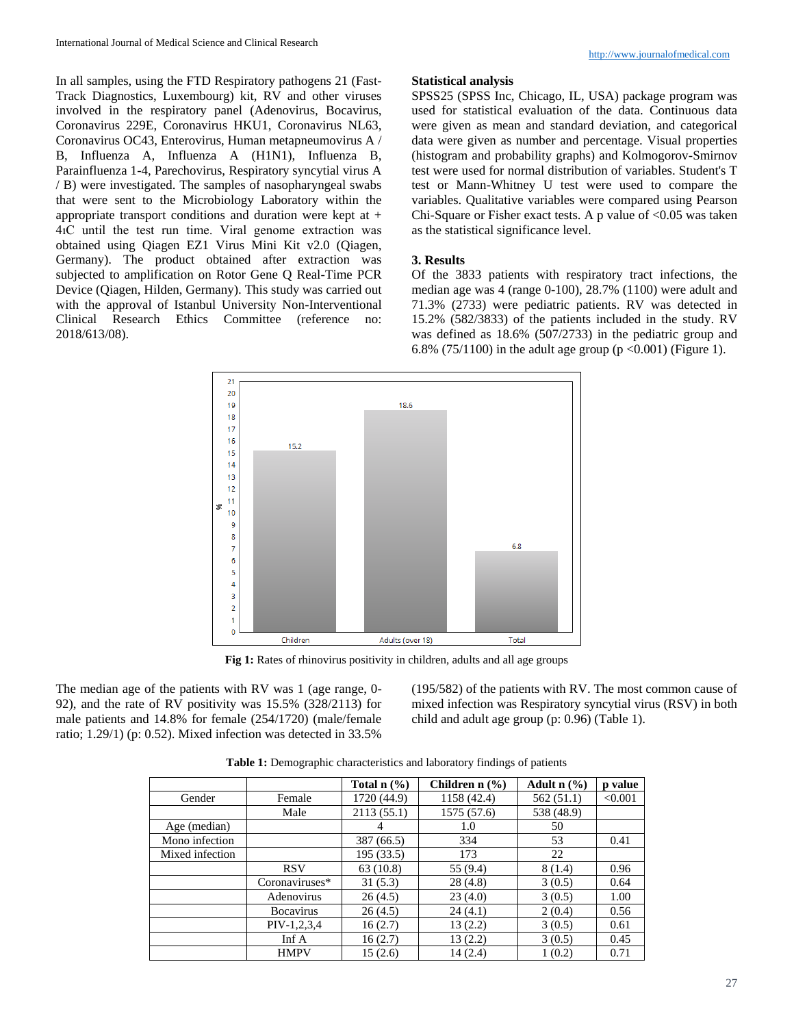In all samples, using the FTD Respiratory pathogens 21 (Fast-Track Diagnostics, Luxembourg) kit, RV and other viruses involved in the respiratory panel (Adenovirus, Bocavirus, Coronavirus 229E, Coronavirus HKU1, Coronavirus NL63, Coronavirus OC43, Enterovirus, Human metapneumovirus A / B, Influenza A, Influenza A (H1N1), Influenza B, Parainfluenza 1-4, Parechovirus, Respiratory syncytial virus A / B) were investigated. The samples of nasopharyngeal swabs that were sent to the Microbiology Laboratory within the appropriate transport conditions and duration were kept at + 4ıC until the test run time. Viral genome extraction was obtained using Qiagen EZ1 Virus Mini Kit v2.0 (Qiagen, Germany). The product obtained after extraction was subjected to amplification on Rotor Gene Q Real-Time PCR Device (Qiagen, Hilden, Germany). This study was carried out with the approval of Istanbul University Non-Interventional Clinical Research Ethics Committee (reference no: 2018/613/08).

**Statistical analysis**

SPSS25 (SPSS Inc, Chicago, IL, USA) package program was used for statistical evaluation of the data. Continuous data were given as mean and standard deviation, and categorical data were given as number and percentage. Visual properties (histogram and probability graphs) and Kolmogorov-Smirnov test were used for normal distribution of variables. Student's T test or Mann-Whitney U test were used to compare the variables. Qualitative variables were compared using Pearson Chi-Square or Fisher exact tests. A p value of <0.05 was taken as the statistical significance level.

## 3. Results

Of the 3833 patients with respiratory tract infections, the median age was 4 (range 0-100), 28.7% (1100) were adult and 71.3% (2733) were pediatric patients. RV was detected in 15.2% (582/3833) of the patients included in the study. RV was defined as 18.6% (507/2733) in the pediatric group and 6.8% (75/1100) in the adult age group (p <0.001) (Figure 1).

**Fig 1:** Rates of rhinovirus positivity in children, adults and all age groups

The median age of the patients with RV was 1 (age range, 0-92), and the rate of RV positivity was 15.5% (328/2113) for male patients and 14.8% for female (254/1720) (male/female ratio; 1.29/1) (p: 0.52). Mixed infection was detected in 33.5% (195/582) of the patients with RV. The most common cause of mixed infection was Respiratory syncytial virus (RSV) in both child and adult age group (p: 0.96) (Table 1).

**Table 1:** Demographic characteristics and laboratory findings of patients

| | | Total n (%) | Children n (%) | Adult n (%) | p value |
|---|---|---|---|---|---|
| Gender | Female | 1720 (44.9) | 1158 (42.4) | 562 (51.1) | <0.001 |
| | Male | 2113 (55.1) | 1575 (57.6) | 538 (48.9) | |
| Age (median) | | 4 | 1.0 | 50 | |
| Mono infection | | 387 (66.5) | 334 | 53 | 0.41 |
| Mixed infection | | 195 (33.5) | 173 | 22 | |
| | RSV | 63 (10.8) | 55 (9.4) | 8 (1.4) | 0.96 |
| | Coronaviruses* | 31 (5.3) | 28 (4.8) | 3 (0.5) | 0.64 |
| | Adenovirus | 26 (4.5) | 23 (4.0) | 3 (0.5) | 1.00 |
| | Bocavirus | 26 (4.5) | 24 (4.1) | 2 (0.4) | 0.56 |
| | PIV-1,2,3,4 | 16 (2.7) | 13 (2.2) | 3 (0.5) | 0.61 |
| | Inf A | 16 (2.7) | 13 (2.2) | 3 (0.5) | 0.45 |
| | HMPV | 15 (2.6) | 14 (2.4) | 1 (0.2) | 0.71 |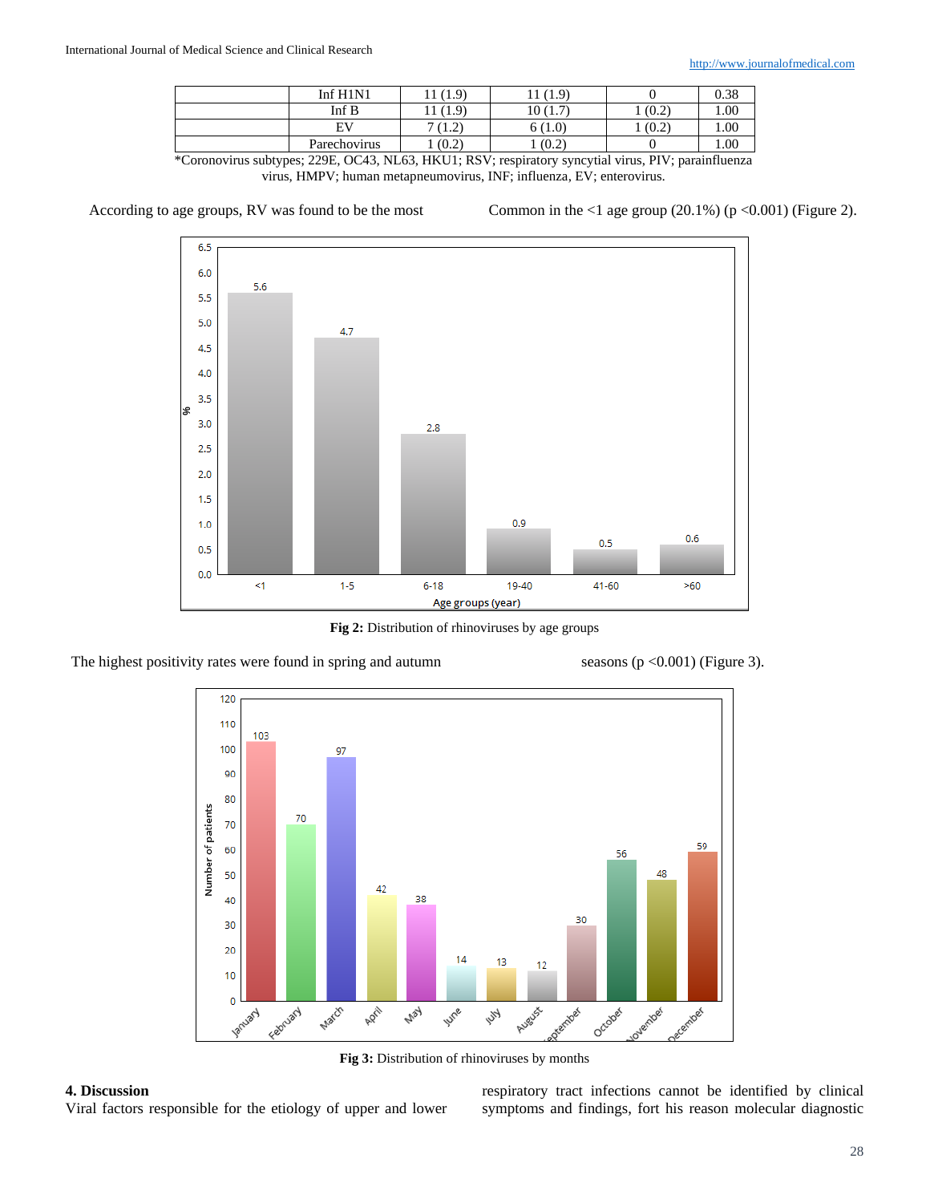| | Inf H1N1 | 11 (1.9) | 11 (1.9) | 0 | 0.38 |
|---|---|---|---|---|---|
| | Inf B | 11 (1.9) | 10 (1.7) | 1 (0.2) | 1.00 |
| | EV | 7 (1.2) | 6 (1.0) | 1 (0.2) | 1.00 |
| | Parechovirus | 1 (0.2) | 1 (0.2) | 0 | 1.00 |

*Coronovirus subtypes; 229E, OC43, NL63, HKU1; RSV; respiratory syncytial virus, PIV; parainfluenza virus, HMPV; human metapneumovirus, INF; influenza, EV; enterovirus.

According to age groups, RV was found to be the most Common in the <1 age group (20.1%) ($p < 0.001$) (Figure 2).

**Fig 2:** Distribution of rhinoviruses by age groups

The highest positivity rates were found in spring and autumn seasons ($p < 0.001$) (Figure 3).

**Fig 3:** Distribution of rhinoviruses by months

## 4. Discussion

Viral factors responsible for the etiology of upper and lower respiratory tract infections cannot be identified by clinical symptoms and findings, fort his reason molecular diagnostic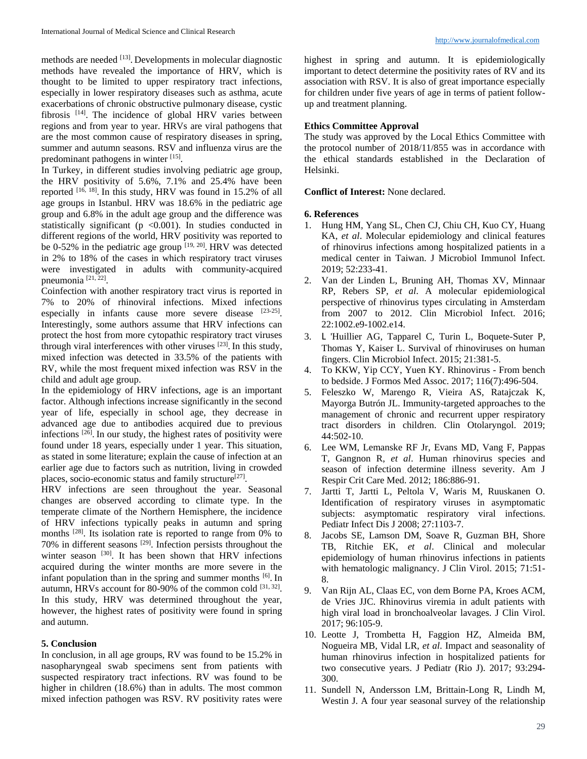methods are needed [13]. Developments in molecular diagnostic methods have revealed the importance of HRV, which is thought to be limited to upper respiratory tract infections, especially in lower respiratory diseases such as asthma, acute exacerbations of chronic obstructive pulmonary disease, cystic fibrosis [14]. The incidence of global HRV varies between regions and from year to year. HRVs are viral pathogens that are the most common cause of respiratory diseases in spring, summer and autumn seasons. RSV and influenza virus are the predominant pathogens in winter [15].

In Turkey, in different studies involving pediatric age group, the HRV positivity of 5.6%, 7.1% and 25.4% have been reported [16, 18]. In this study, HRV was found in 15.2% of all age groups in Istanbul. HRV was 18.6% in the pediatric age group and 6.8% in the adult age group and the difference was statistically significant ($p < 0.001$). In studies conducted in different regions of the world, HRV positivity was reported to be 0-52% in the pediatric age group [19, 20]. HRV was detected in 2% to 18% of the cases in which respiratory tract viruses were investigated in adults with community-acquired pneumonia [21, 22].

Coinfection with another respiratory tract virus is reported in 7% to 20% of rhinoviral infections. Mixed infections especially in infants cause more severe disease [23-25]. Interestingly, some authors assume that HRV infections can protect the host from more cytopathic respiratory tract viruses through viral interferences with other viruses [23]. In this study, mixed infection was detected in 33.5% of the patients with RV, while the most frequent mixed infection was RSV in the child and adult age group.

In the epidemiology of HRV infections, age is an important factor. Although infections increase significantly in the second year of life, especially in school age, they decrease in advanced age due to antibodies acquired due to previous infections [26]. In our study, the highest rates of positivity were found under 18 years, especially under 1 year. This situation, as stated in some literature; explain the cause of infection at an earlier age due to factors such as nutrition, living in crowded places, socio-economic status and family structure[27].

HRV infections are seen throughout the year. Seasonal changes are observed according to climate type. In the temperate climate of the Northern Hemisphere, the incidence of HRV infections typically peaks in autumn and spring months [28]. Its isolation rate is reported to range from 0% to 70% in different seasons [29]. Infection persists throughout the winter season [30]. It has been shown that HRV infections acquired during the winter months are more severe in the infant population than in the spring and summer months [6]. In autumn, HRVs account for 80-90% of the common cold [31, 32]. In this study, HRV was determined throughout the year, however, the highest rates of positivity were found in spring and autumn.

## 5. Conclusion

In conclusion, in all age groups, RV was found to be 15.2% in nasopharyngeal swab specimens sent from patients with suspected respiratory tract infections. RV was found to be higher in children (18.6%) than in adults. The most common mixed infection pathogen was RSV. RV positivity rates were highest in spring and autumn. It is epidemiologically important to detect determine the positivity rates of RV and its association with RSV. It is also of great importance especially for children under five years of age in terms of patient follow-up and treatment planning.

**Ethics Committee Approval**

The study was approved by the Local Ethics Committee with the protocol number of 2018/11/855 was in accordance with the ethical standards established in the Declaration of Helsinki.

**Conflict of Interest:** None declared.

## 6. References

1. Hung HM, Yang SL, Chen CJ, Chiu CH, Kuo CY, Huang KA, *et al*. Molecular epidemiology and clinical features of rhinovirus infections among hospitalized patients in a medical center in Taiwan. J Microbiol Immunol Infect. 2019; 52:233-41.
2. Van der Linden L, Bruning AH, Thomas XV, Minnaar RP, Rebers SP, *et al*. A molecular epidemiological perspective of rhinovirus types circulating in Amsterdam from 2007 to 2012. Clin Microbiol Infect. 2016; 22:1002.e9-1002.e14.
3. L 'Huillier AG, Tapparel C, Turin L, Boquete-Suter P, Thomas Y, Kaiser L. Survival of rhinoviruses on human fingers. Clin Microbiol Infect. 2015; 21:381-5.
4. To KKW, Yip CCY, Yuen KY. Rhinovirus - From bench to bedside. J Formos Med Assoc. 2017; 116(7):496-504.
5. Feleszko W, Marengo R, Vieira AS, Ratajczak K, Mayorga Butrón JL. Immunity-targeted approaches to the management of chronic and recurrent upper respiratory tract disorders in children. Clin Otolaryngol. 2019; 44:502-10.
6. Lee WM, Lemanske RF Jr, Evans MD, Vang F, Pappas T, Gangnon R, *et al*. Human rhinovirus species and season of infection determine illness severity. Am J Respir Crit Care Med. 2012; 186:886-91.
7. Jartti T, Jartti L, Peltola V, Waris M, Ruuskanen O. Identification of respiratory viruses in asymptomatic subjects: asymptomatic respiratory viral infections. Pediatr Infect Dis J 2008; 27:1103-7.
8. Jacobs SE, Lamson DM, Soave R, Guzman BH, Shore TB, Ritchie EK, *et al*. Clinical and molecular epidemiology of human rhinovirus infections in patients with hematologic malignancy. J Clin Virol. 2015; 71:51-8.
9. Van Rijn AL, Claas EC, von dem Borne PA, Kroes ACM, de Vries JJC. Rhinovirus viremia in adult patients with high viral load in bronchoalveolar lavages. J Clin Virol. 2017; 96:105-9.
10. Leotte J, Trombetta H, Faggion HZ, Almeida BM, Nogueira MB, Vidal LR, *et al*. Impact and seasonality of human rhinovirus infection in hospitalized patients for two consecutive years. J Pediatr (Rio J). 2017; 93:294-300.
11. Sundell N, Andersson LM, Brittain-Long R, Lindh M, Westin J. A four year seasonal survey of the relationship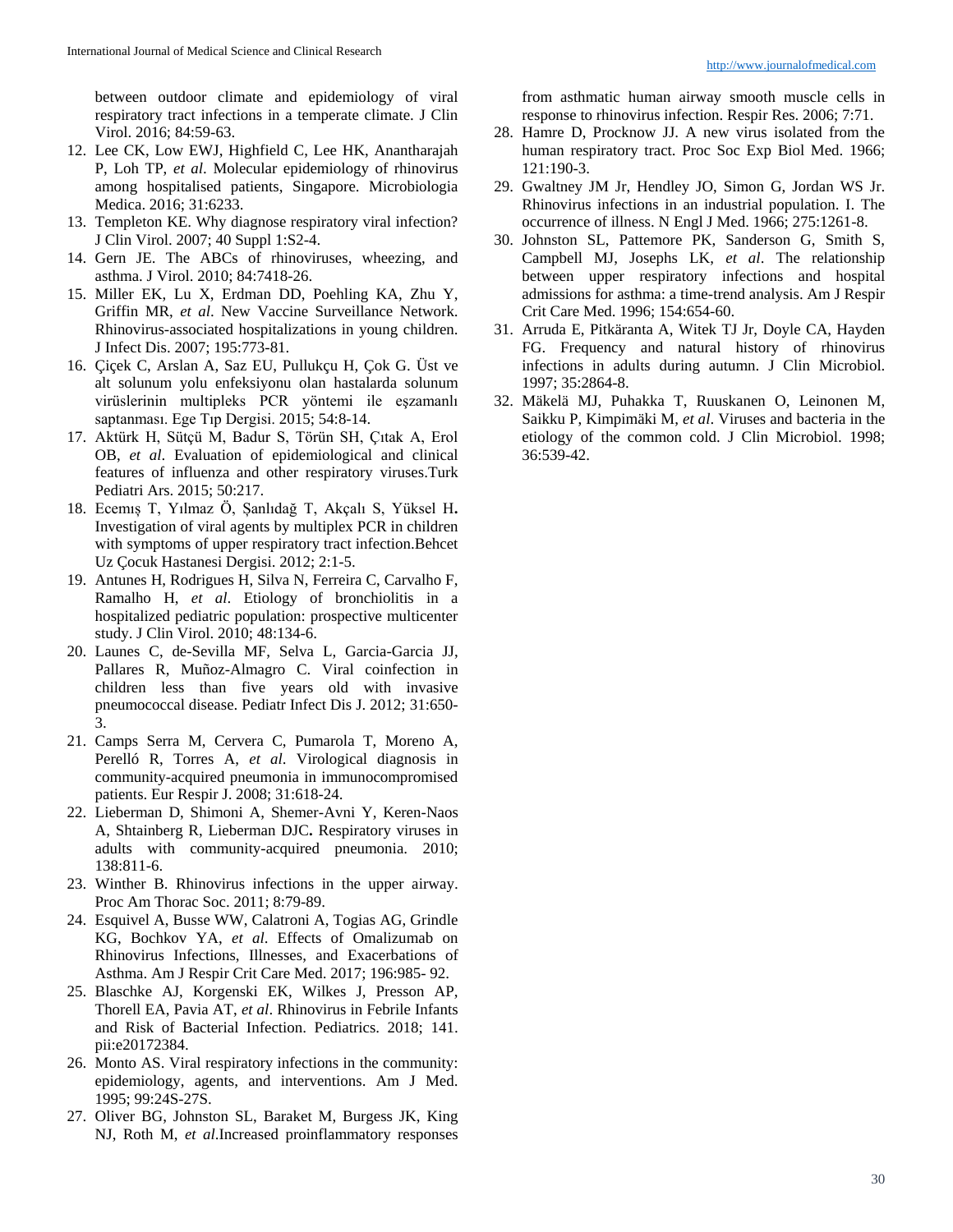between outdoor climate and epidemiology of viral respiratory tract infections in a temperate climate. J Clin Virol. 2016; 84:59-63.

12. Lee CK, Low EWJ, Highfield C, Lee HK, Anantharajah P, Loh TP, *et al*. Molecular epidemiology of rhinovirus among hospitalised patients, Singapore. Microbiologia Medica. 2016; 31:6233.
13. Templeton KE. Why diagnose respiratory viral infection? J Clin Virol. 2007; 40 Suppl 1:S2-4.
14. Gern JE. The ABCs of rhinoviruses, wheezing, and asthma. J Virol. 2010; 84:7418-26.
15. Miller EK, Lu X, Erdman DD, Poehling KA, Zhu Y, Griffin MR, *et al*. New Vaccine Surveillance Network. Rhinovirus-associated hospitalizations in young children. J Infect Dis. 2007; 195:773-81.
16. Çiçek C, Arslan A, Saz EU, Pullukçu H, Çok G. Üst ve alt solunum yolu enfeksiyonu olan hastalarda solunum virüslerinin multipleks PCR yöntemi ile eşzamanlı saptanması. Ege Tıp Dergisi. 2015; 54:8-14.
17. Aktürk H, Sütçü M, Badur S, Törün SH, Çıtak A, Erol OB, *et al*. Evaluation of epidemiological and clinical features of influenza and other respiratory viruses.Turk Pediatri Ars. 2015; 50:217.
18. Ecemış T, Yılmaz Ö, Şanlıdağ T, Akçalı S, Yüksel H**.** Investigation of viral agents by multiplex PCR in children with symptoms of upper respiratory tract infection.Behcet Uz Çocuk Hastanesi Dergisi. 2012; 2:1-5.
19. Antunes H, Rodrigues H, Silva N, Ferreira C, Carvalho F, Ramalho H, *et al*. Etiology of bronchiolitis in a hospitalized pediatric population: prospective multicenter study. J Clin Virol. 2010; 48:134-6.
20. Launes C, de-Sevilla MF, Selva L, Garcia-Garcia JJ, Pallares R, Muñoz-Almagro C. Viral coinfection in children less than five years old with invasive pneumococcal disease. Pediatr Infect Dis J. 2012; 31:650-3.
21. Camps Serra M, Cervera C, Pumarola T, Moreno A, Perelló R, Torres A, *et al*. Virological diagnosis in community-acquired pneumonia in immunocompromised patients. Eur Respir J. 2008; 31:618-24.
22. Lieberman D, Shimoni A, Shemer-Avni Y, Keren-Naos A, Shtainberg R, Lieberman DJC**.** Respiratory viruses in adults with community-acquired pneumonia. 2010; 138:811-6.
23. Winther B. Rhinovirus infections in the upper airway. Proc Am Thorac Soc. 2011; 8:79-89.
24. Esquivel A, Busse WW, Calatroni A, Togias AG, Grindle KG, Bochkov YA, *et al*. Effects of Omalizumab on Rhinovirus Infections, Illnesses, and Exacerbations of Asthma. Am J Respir Crit Care Med. 2017; 196:985- 92.
25. Blaschke AJ, Korgenski EK, Wilkes J, Presson AP, Thorell EA, Pavia AT, *et al*. Rhinovirus in Febrile Infants and Risk of Bacterial Infection. Pediatrics. 2018; 141. pii:e20172384.
26. Monto AS. Viral respiratory infections in the community: epidemiology, agents, and interventions. Am J Med. 1995; 99:24S-27S.
27. Oliver BG, Johnston SL, Baraket M, Burgess JK, King NJ, Roth M, *et al*.Increased proinflammatory responses from asthmatic human airway smooth muscle cells in response to rhinovirus infection. Respir Res. 2006; 7:71.
28. Hamre D, Procknow JJ. A new virus isolated from the human respiratory tract. Proc Soc Exp Biol Med. 1966; 121:190-3.
29. Gwaltney JM Jr, Hendley JO, Simon G, Jordan WS Jr. Rhinovirus infections in an industrial population. I. The occurrence of illness. N Engl J Med. 1966; 275:1261-8.
30. Johnston SL, Pattemore PK, Sanderson G, Smith S, Campbell MJ, Josephs LK, *et al*. The relationship between upper respiratory infections and hospital admissions for asthma: a time-trend analysis. Am J Respir Crit Care Med. 1996; 154:654-60.
31. Arruda E, Pitkäranta A, Witek TJ Jr, Doyle CA, Hayden FG. Frequency and natural history of rhinovirus infections in adults during autumn. J Clin Microbiol. 1997; 35:2864-8.
32. Mäkelä MJ, Puhakka T, Ruuskanen O, Leinonen M, Saikku P, Kimpimäki M, *et al*. Viruses and bacteria in the etiology of the common cold. J Clin Microbiol. 1998; 36:539-42.